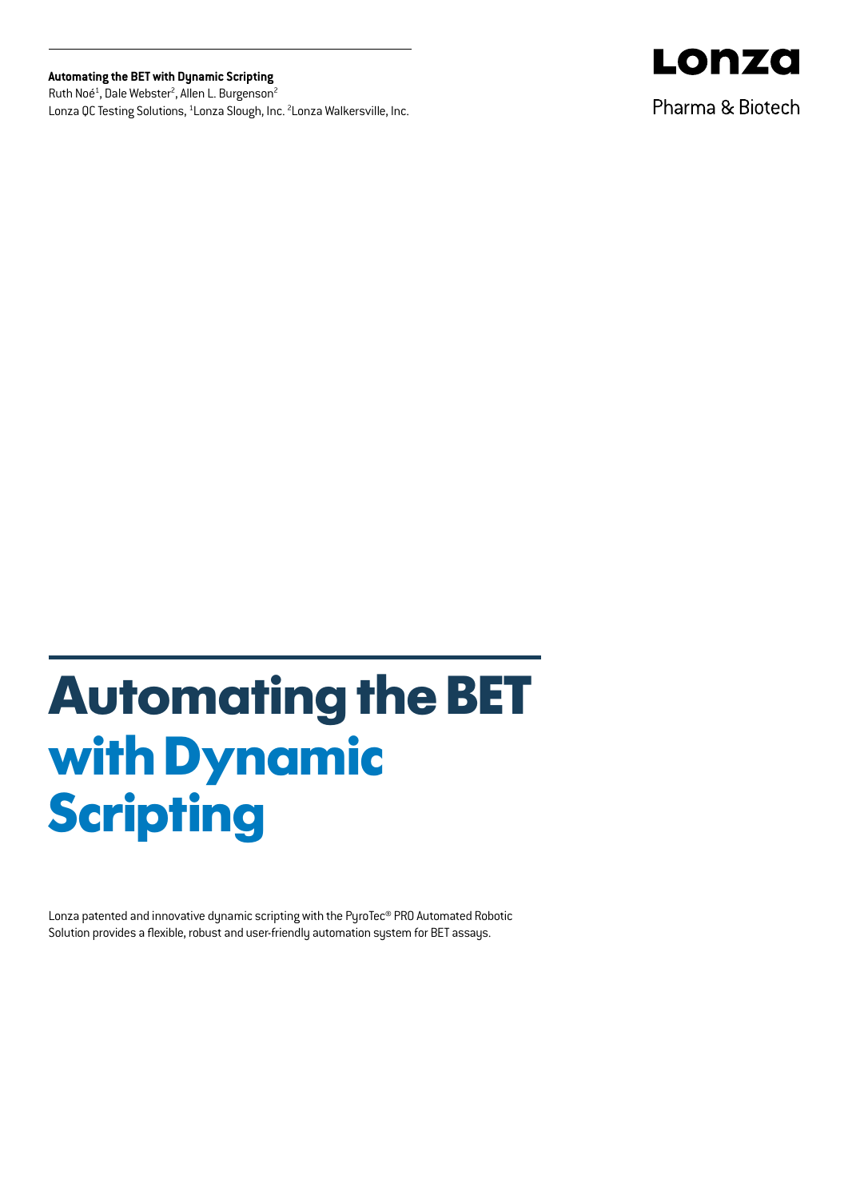**Automating the BET with Dynamic Scripting**

Ruth Noé[1], Dale Webster[2], Allen L. Burgenson[2]

Lonza QC Testing Solutions, [1]Lonza Slough, Inc. [2]Lonza Walkersville, Inc.

Lonza

Pharma & Biotech

# Automating the BET with Dynamic Scripting

Lonza patented and innovative dynamic scripting with the PyroTec® PRO Automated Robotic Solution provides a flexible, robust and user-friendly automation system for BET assays.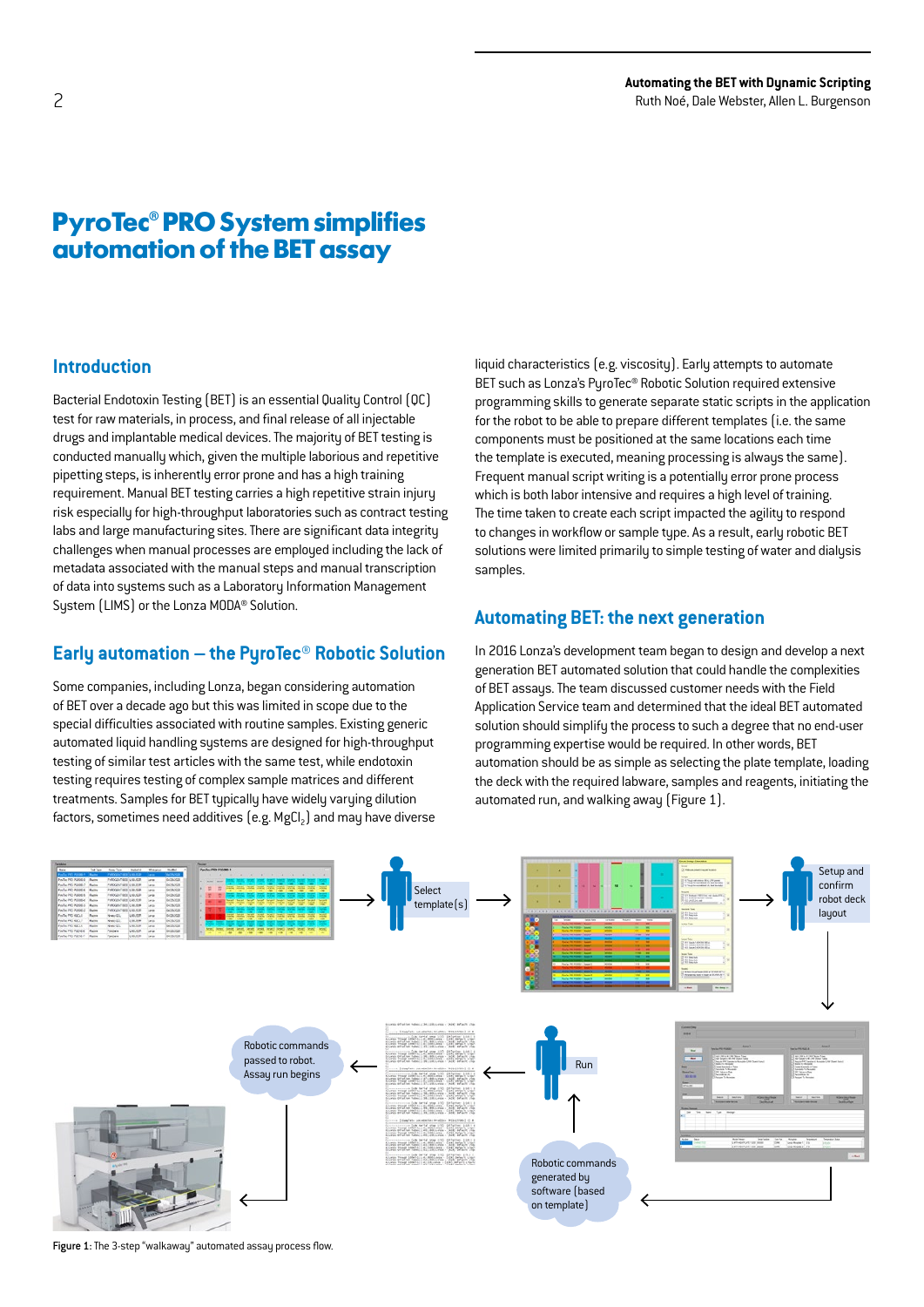# PyroTec® PRO System simplifies automation of the BET assay

## Introduction

Bacterial Endotoxin Testing (BET) is an essential Quality Control (QC) test for raw materials, in process, and final release of all injectable drugs and implantable medical devices. The majority of BET testing is conducted manually which, given the multiple laborious and repetitive pipetting steps, is inherently error prone and has a high training requirement. Manual BET testing carries a high repetitive strain injury risk especially for high-throughput laboratories such as contract testing labs and large manufacturing sites. There are significant data integrity challenges when manual processes are employed including the lack of metadata associated with the manual steps and manual transcription of data into systems such as a Laboratory Information Management System (LIMS) or the Lonza MODA® Solution.

## Early automation – the PyroTec® Robotic Solution

Some companies, including Lonza, began considering automation of BET over a decade ago but this was limited in scope due to the special difficulties associated with routine samples. Existing generic automated liquid handling systems are designed for high-throughput testing of similar test articles with the same test, while endotoxin testing requires testing of complex sample matrices and different treatments. Samples for BET typically have widely varying dilution factors, sometimes need additives (e.g. $MgCl_2$) and may have diverse liquid characteristics (e.g. viscosity). Early attempts to automate BET such as Lonza's PyroTec® Robotic Solution required extensive programming skills to generate separate static scripts in the application for the robot to be able to prepare different templates (i.e. the same components must be positioned at the same locations each time the template is executed, meaning processing is always the same). Frequent manual script writing is a potentially error prone process which is both labor intensive and requires a high level of training. The time taken to create each script impacted the agility to respond to changes in workflow or sample type. As a result, early robotic BET solutions were limited primarily to simple testing of water and dialysis samples.

## Automating BET: the next generation

In 2016 Lonza's development team began to design and develop a next generation BET automated solution that could handle the complexities of BET assays. The team discussed customer needs with the Field Application Service team and determined that the ideal BET automated solution should simplify the process to such a degree that no end-user programming expertise would be required. In other words, BET automation should be as simple as selecting the plate template, loading the deck with the required labware, samples and reagents, initiating the automated run, and walking away (Figure 1).

Figure 1: The 3-step "walkaway" automated assay process flow.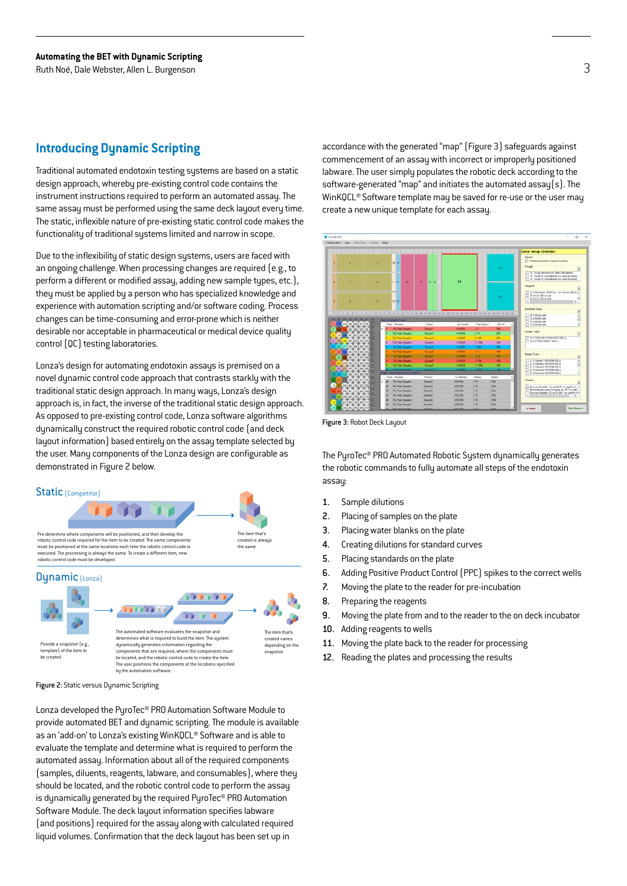## Introducing Dynamic Scripting

Traditional automated endotoxin testing systems are based on a static design approach, whereby pre-existing control code contains the instrument instructions required to perform an automated assay. The same assay must be performed using the same deck layout every time. The static, inflexible nature of pre-existing static control code makes the functionality of traditional systems limited and narrow in scope.

Due to the inflexibility of static design systems, users are faced with an ongoing challenge. When processing changes are required (e.g., to perform a different or modified assay, adding new sample types, etc.), they must be applied by a person who has specialized knowledge and experience with automation scripting and/or software coding. Process changes can be time-consuming and error-prone which is neither desirable nor acceptable in pharmaceutical or medical device quality control (QC) testing laboratories.

Lonza's design for automating endotoxin assays is premised on a novel dynamic control code approach that contrasts starkly with the traditional static design approach. In many ways, Lonza's design approach is, in fact, the inverse of the traditional static design approach. As opposed to pre-existing control code, Lonza software algorithms dynamically construct the required robotic control code (and deck layout information) based entirely on the assay template selected by the user. Many components of the Lonza design are configurable as demonstrated in Figure 2 below.

**Static** (Competitor)

Pre-determine where components will be positioned, and then develop the robotic control code required for the item to be created. The same components must be positioned at the same locations each time the robotic control code is executed. The processing is always the same. To create a different item, new robotic control code must be developed.

The item that's created is always the same.

**Dynamic** (Lonza)

Provide a snapshot (e.g., template) of the item to be created.

The automated software evaluates the snapshot and determines what is required to build the item. The system dynamically generates information regarding the components that are required, where the components must be located, and the robotic control code to create the item. The user positions the components at the locations specified by the automation software.

The item that's created varies depending on the snapshot.

**Figure 2:** Static versus Dynamic Scripting

Lonza developed the PyroTec® PRO Automation Software Module to provide automated BET and dynamic scripting. The module is available as an 'add-on' to Lonza's existing WinKQCL® Software and is able to evaluate the template and determine what is required to perform the automated assay. Information about all of the required components (samples, diluents, reagents, labware, and consumables), where they should be located, and the robotic control code to perform the assay is dynamically generated by the required PyroTec® PRO Automation Software Module. The deck layout information specifies labware (and positions) required for the assay along with calculated required liquid volumes. Confirmation that the deck layout has been set up in accordance with the generated "map" (Figure 3) safeguards against commencement of an assay with incorrect or improperly positioned labware. The user simply populates the robotic deck according to the software-generated "map" and initiates the automated assay(s). The WinKQCL® Software template may be saved for re-use or the user may create a new unique template for each assay.

**Figure 3:** Robot Deck Layout

The PyroTec® PRO Automated Robotic System dynamically generates the robotic commands to fully automate all steps of the endotoxin assay:

1. Sample dilutions
2. Placing of samples on the plate
3. Placing water blanks on the plate
4. Creating dilutions for standard curves
5. Placing standards on the plate
6. Adding Positive Product Control (PPC) spikes to the correct wells
7. Moving the plate to the reader for pre-incubation
8. Preparing the reagents
9. Moving the plate from and to the reader to the on deck incubator
10. Adding reagents to wells
11. Moving the plate back to the reader for processing
12. Reading the plates and processing the results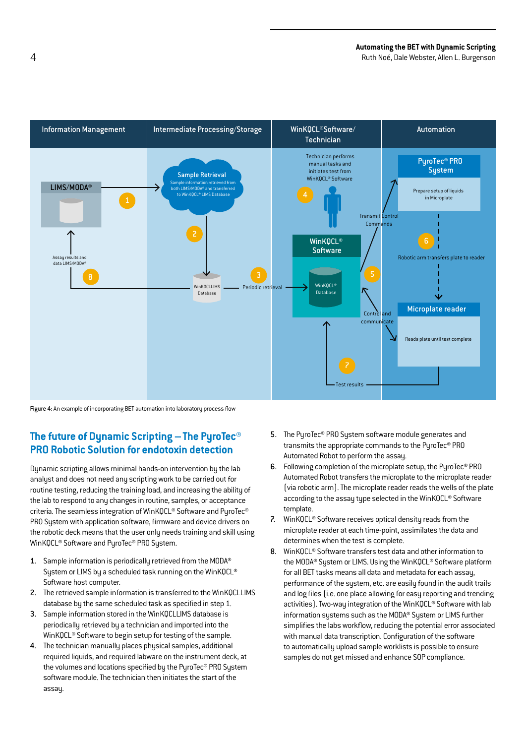Figure 4: An example of incorporating BET automation into laboratory process flow

## The future of Dynamic Scripting – The PyroTec® PRO Robotic Solution for endotoxin detection

Dynamic scripting allows minimal hands-on intervention by the lab analyst and does not need any scripting work to be carried out for routine testing, reducing the training load, and increasing the ability of the lab to respond to any changes in routine, samples, or acceptance criteria. The seamless integration of WinKQCL® Software and PyroTec® PRO System with application software, firmware and device drivers on the robotic deck means that the user only needs training and skill using WinKQCL® Software and PyroTec® PRO System.

1. Sample information is periodically retrieved from the MODA® System or LIMS by a scheduled task running on the WinKQCL® Software host computer.
2. The retrieved sample information is transferred to the WinKQCLLIMS database by the same scheduled task as specified in step 1.
3. Sample information stored in the WinKQCLLIMS database is periodically retrieved by a technician and imported into the WinKQCL® Software to begin setup for testing of the sample.
4. The technician manually places physical samples, additional required liquids, and required labware on the instrument deck, at the volumes and locations specified by the PyroTec® PRO System software module. The technician then initiates the start of the assay.
5. The PyroTec® PRO System software module generates and transmits the appropriate commands to the PyroTec® PRO Automated Robot to perform the assay.
6. Following completion of the microplate setup, the PyroTec® PRO Automated Robot transfers the microplate to the microplate reader (via robotic arm). The microplate reader reads the wells of the plate according to the assay type selected in the WinKQCL® Software template.
7. WinKQCL® Software receives optical density reads from the microplate reader at each time-point, assimilates the data and determines when the test is complete.
8. WinKQCL® Software transfers test data and other information to the MODA® System or LIMS. Using the WinKQCL® Software platform for all BET tasks means all data and metadata for each assay, performance of the system, etc. are easily found in the audit trails and log files (i.e. one place allowing for easy reporting and trending activities). Two-way integration of the WinKQCL® Software with lab information systems such as the MODA® System or LIMS further simplifies the labs workflow, reducing the potential error associated with manual data transcription. Configuration of the software to automatically upload sample worklists is possible to ensure samples do not get missed and enhance SOP compliance.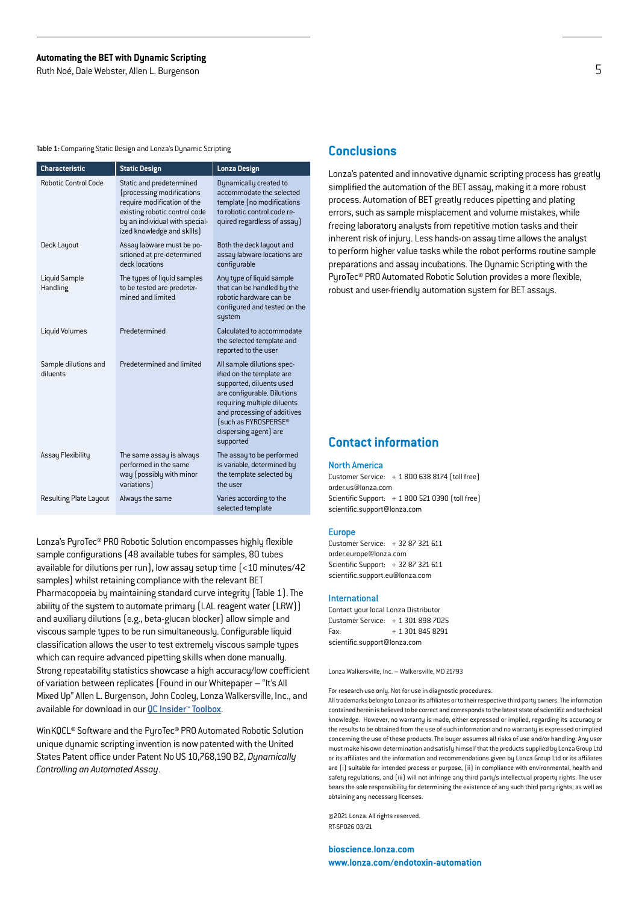Table 1: Comparing Static Design and Lonza's Dynamic Scripting

| Characteristic | Static Design | Lonza Design |
|---|---|---|
| Robotic Control Code | Static and predetermined (processing modifications require modification of the existing robotic control code by an individual with specialized knowledge and skills) | Dynamically created to accommodate the selected template (no modifications to robotic control code required regardless of assay) |
| Deck Layout | Assay labware must be positioned at pre-determined deck locations | Both the deck layout and assay labware locations are configurable |
| Liquid Sample Handling | The types of liquid samples to be tested are predetermined and limited | Any type of liquid sample that can be handled by the robotic hardware can be configured and tested on the system |
| Liquid Volumes | Predetermined | Calculated to accommodate the selected template and reported to the user |
| Sample dilutions and diluents | Predetermined and limited | All sample dilutions specified on the template are supported, diluents used are configurable. Dilutions requiring multiple diluents and processing of additives (such as PYROSPERSE® dispersing agent) are supported |
| Assay Flexibility | The same assay is always performed in the same way (possibly with minor variations) | The assay to be performed is variable, determined by the template selected by the user |
| Resulting Plate Layout | Always the same | Varies according to the selected template |

Lonza's PyroTec® PRO Robotic Solution encompasses highly flexible sample configurations (48 available tubes for samples, 80 tubes available for dilutions per run), low assay setup time (<10 minutes/42 samples) whilst retaining compliance with the relevant BET Pharmacopoeia by maintaining standard curve integrity (Table 1). The ability of the system to automate primary (LAL reagent water (LRW)) and auxiliary dilutions (e.g., beta-glucan blocker) allow simple and viscous sample types to be run simultaneously. Configurable liquid classification allows the user to test extremely viscous sample types which can require advanced pipetting skills when done manually. Strong repeatability statistics showcase a high accuracy/low coefficient of variation between replicates (Found in our Whitepaper – "It's All Mixed Up" Allen L. Burgenson, John Cooley, Lonza Walkersville, Inc., and available for download in our QC Insider™ Toolbox.

WinKQCL® Software and the PyroTec® PRO Automated Robotic Solution unique dynamic scripting invention is now patented with the United States Patent office under Patent No US 10,768,190 B2, *Dynamically Controlling an Automated Assay*.

## Conclusions

Lonza's patented and innovative dynamic scripting process has greatly simplified the automation of the BET assay, making it a more robust process. Automation of BET greatly reduces pipetting and plating errors, such as sample misplacement and volume mistakes, while freeing laboratory analysts from repetitive motion tasks and their inherent risk of injury. Less hands-on assay time allows the analyst to perform higher value tasks while the robot performs routine sample preparations and assay incubations. The Dynamic Scripting with the PyroTec® PRO Automated Robotic Solution provides a more flexible, robust and user-friendly automation system for BET assays.

## Contact information

### North America

Customer Service: + 1 800 638 8174 (toll free)
order.us@lonza.com
Scientific Support: + 1 800 521 0390 (toll free)
scientific.support@lonza.com

### Europe

Customer Service: + 32 87 321 611
order.europe@lonza.com
Scientific Support: + 32 87 321 611
scientific.support.eu@lonza.com

### International

Contact your local Lonza Distributor
Customer Service: + 1 301 898 7025
Fax: + 1 301 845 8291
scientific.support@lonza.com

Lonza Walkersville, Inc. – Walkersville, MD 21793

For research use only. Not for use in diagnostic procedures.
All trademarks belong to Lonza or its affiliates or to their respective third party owners. The information contained herein is believed to be correct and corresponds to the latest state of scientific and technical knowledge. However, no warranty is made, either expressed or implied, regarding its accuracy or the results to be obtained from the use of such information and no warranty is expressed or implied concerning the use of these products. The buyer assumes all risks of use and/or handling. Any user must make his own determination and satisfy himself that the products supplied by Lonza Group Ltd or its affiliates and the information and recommendations given by Lonza Group Ltd or its affiliates are (i) suitable for intended process or purpose, (ii) in compliance with environmental, health and safety regulations, and (iii) will not infringe any third party's intellectual property rights. The user bears the sole responsibility for determining the existence of any such third party rights, as well as obtaining any necessary licenses.

©2021 Lonza. All rights reserved.
RT-SP026 03/21

**bioscience.lonza.com**
**www.lonza.com/endotoxin-automation**